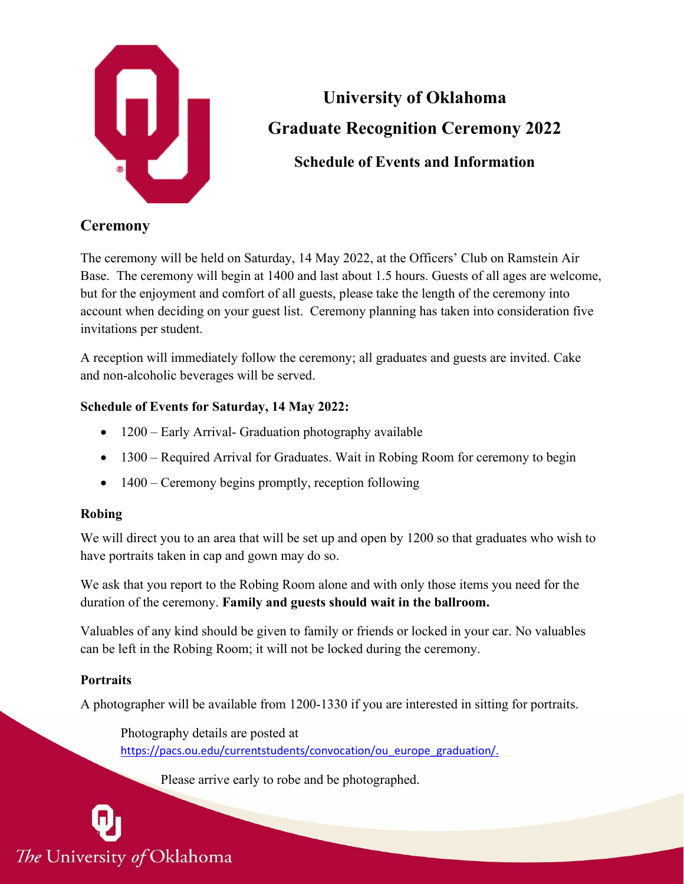# University of Oklahoma

# Graduate Recognition Ceremony 2022

## Schedule of Events and Information

## Ceremony

The ceremony will be held on Saturday, 14 May 2022, at the Officers' Club on Ramstein Air Base. The ceremony will begin at 1400 and last about 1.5 hours. Guests of all ages are welcome, but for the enjoyment and comfort of all guests, please take the length of the ceremony into account when deciding on your guest list. Ceremony planning has taken into consideration five invitations per student.

A reception will immediately follow the ceremony; all graduates and guests are invited. Cake and non-alcoholic beverages will be served.

### Schedule of Events for Saturday, 14 May 2022:

- 1200 – Early Arrival- Graduation photography available
- 1300 – Required Arrival for Graduates. Wait in Robing Room for ceremony to begin
- 1400 – Ceremony begins promptly, reception following

### Robing

We will direct you to an area that will be set up and open by 1200 so that graduates who wish to have portraits taken in cap and gown may do so.

We ask that you report to the Robing Room alone and with only those items you need for the duration of the ceremony. **Family and guests should wait in the ballroom.**

Valuables of any kind should be given to family or friends or locked in your car. No valuables can be left in the Robing Room; it will not be locked during the ceremony.

### Portraits

A photographer will be available from 1200-1330 if you are interested in sitting for portraits.

Photography details are posted at https://pacs.ou.edu/currentstudents/convocation/ou_europe_graduation/.

Please arrive early to robe and be photographed.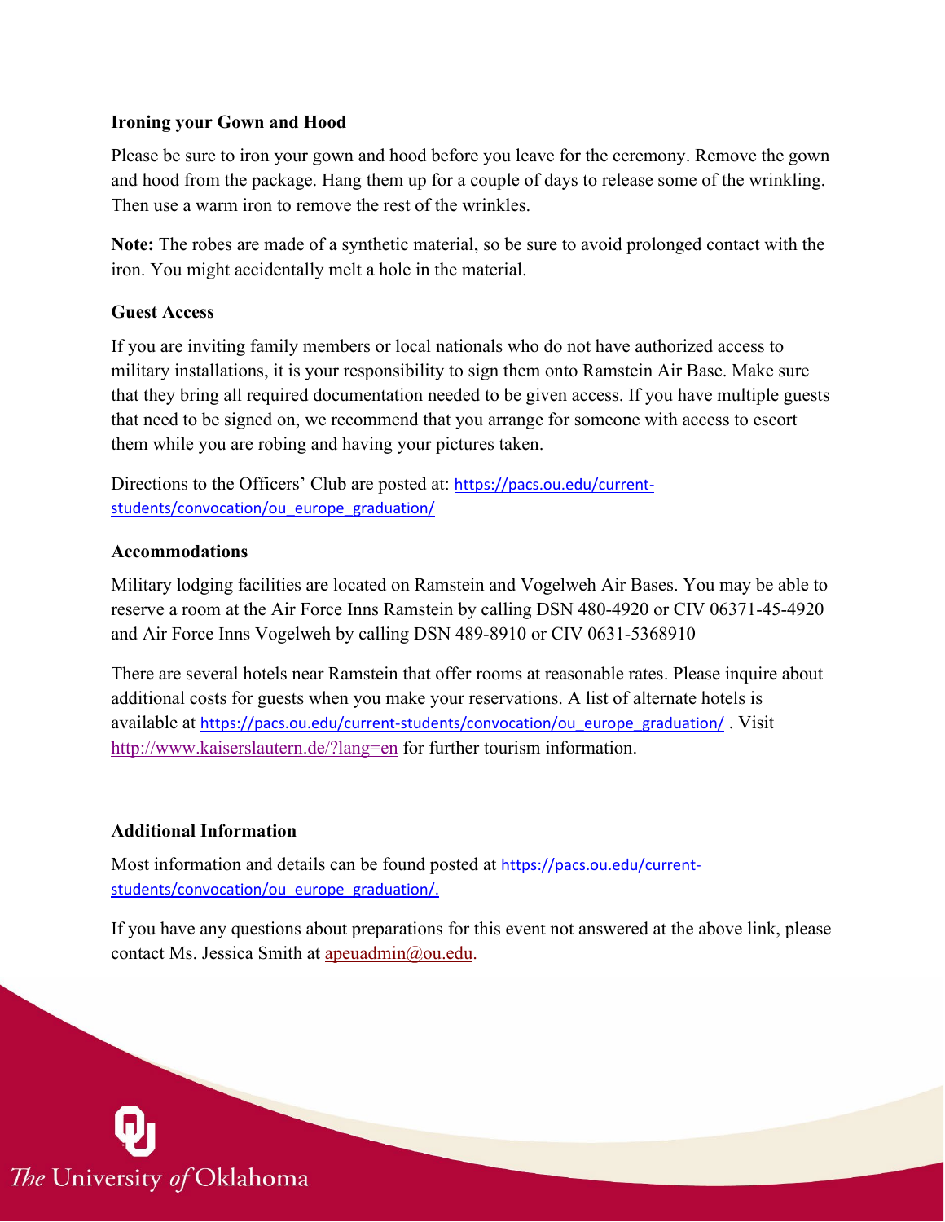**Ironing your Gown and Hood**

Please be sure to iron your gown and hood before you leave for the ceremony. Remove the gown and hood from the package. Hang them up for a couple of days to release some of the wrinkling. Then use a warm iron to remove the rest of the wrinkles.

**Note:** The robes are made of a synthetic material, so be sure to avoid prolonged contact with the iron. You might accidentally melt a hole in the material.

**Guest Access**

If you are inviting family members or local nationals who do not have authorized access to military installations, it is your responsibility to sign them onto Ramstein Air Base. Make sure that they bring all required documentation needed to be given access. If you have multiple guests that need to be signed on, we recommend that you arrange for someone with access to escort them while you are robing and having your pictures taken.

Directions to the Officers' Club are posted at: https://pacs.ou.edu/current-students/convocation/ou_europe_graduation/

**Accommodations**

Military lodging facilities are located on Ramstein and Vogelweh Air Bases. You may be able to reserve a room at the Air Force Inns Ramstein by calling DSN 480-4920 or CIV 06371-45-4920 and Air Force Inns Vogelweh by calling DSN 489-8910 or CIV 0631-5368910

There are several hotels near Ramstein that offer rooms at reasonable rates. Please inquire about additional costs for guests when you make your reservations. A list of alternate hotels is available at https://pacs.ou.edu/current-students/convocation/ou_europe_graduation/ . Visit http://www.kaiserslautern.de/?lang=en for further tourism information.

**Additional Information**

Most information and details can be found posted at https://pacs.ou.edu/current-students/convocation/ou_europe_graduation/.

If you have any questions about preparations for this event not answered at the above link, please contact Ms. Jessica Smith at apeuadmin@ou.edu.

The University of Oklahoma